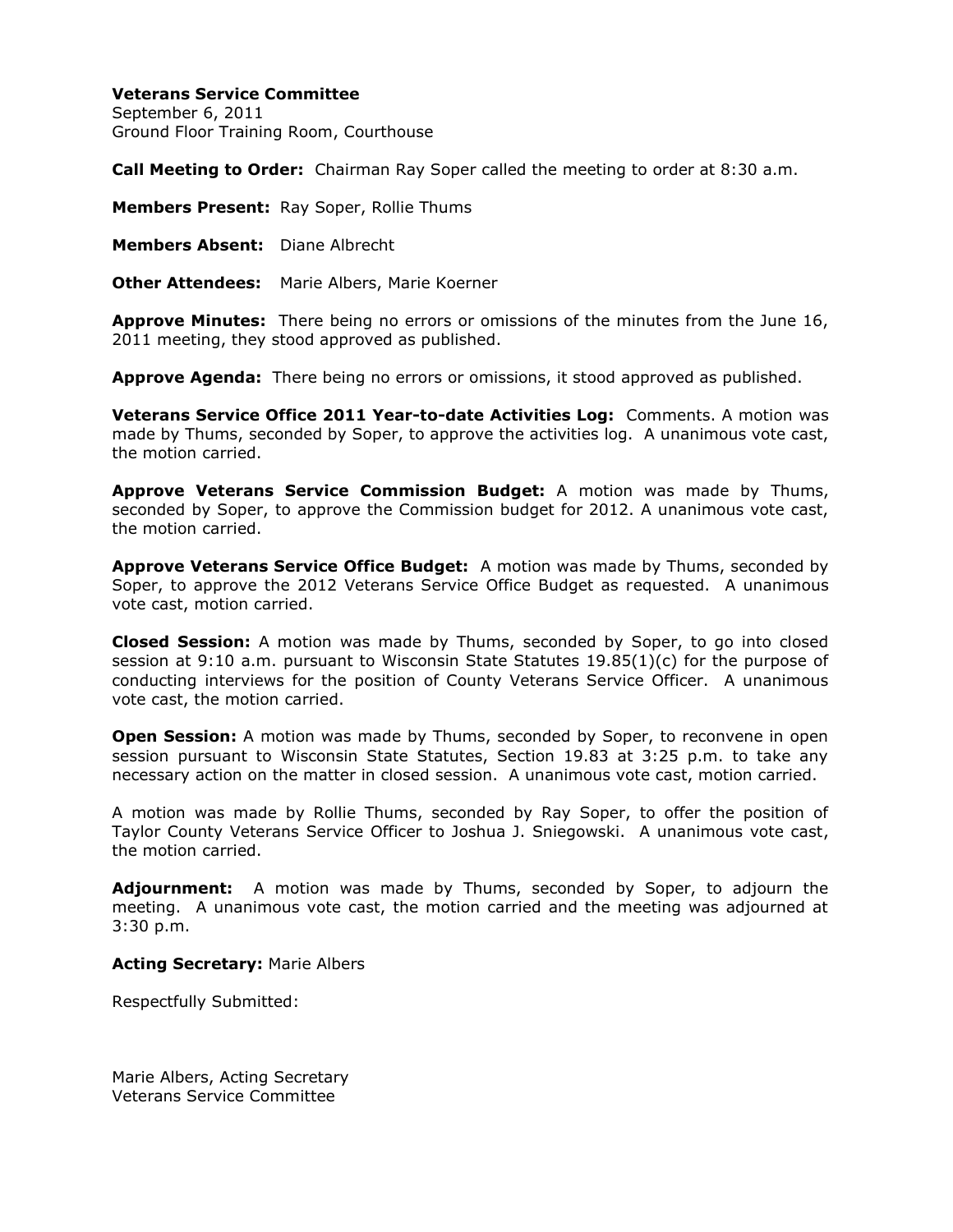**Veterans Service Committee**
September 6, 2011
Ground Floor Training Room, Courthouse

**Call Meeting to Order:** Chairman Ray Soper called the meeting to order at 8:30 a.m.

**Members Present:** Ray Soper, Rollie Thums

**Members Absent:** Diane Albrecht

**Other Attendees:** Marie Albers, Marie Koerner

**Approve Minutes:** There being no errors or omissions of the minutes from the June 16, 2011 meeting, they stood approved as published.

**Approve Agenda:** There being no errors or omissions, it stood approved as published.

**Veterans Service Office 2011 Year-to-date Activities Log:** Comments. A motion was made by Thums, seconded by Soper, to approve the activities log. A unanimous vote cast, the motion carried.

**Approve Veterans Service Commission Budget:** A motion was made by Thums, seconded by Soper, to approve the Commission budget for 2012. A unanimous vote cast, the motion carried.

**Approve Veterans Service Office Budget:** A motion was made by Thums, seconded by Soper, to approve the 2012 Veterans Service Office Budget as requested. A unanimous vote cast, motion carried.

**Closed Session:** A motion was made by Thums, seconded by Soper, to go into closed session at 9:10 a.m. pursuant to Wisconsin State Statutes 19.85(1)(c) for the purpose of conducting interviews for the position of County Veterans Service Officer. A unanimous vote cast, the motion carried.

**Open Session:** A motion was made by Thums, seconded by Soper, to reconvene in open session pursuant to Wisconsin State Statutes, Section 19.83 at 3:25 p.m. to take any necessary action on the matter in closed session. A unanimous vote cast, motion carried.

A motion was made by Rollie Thums, seconded by Ray Soper, to offer the position of Taylor County Veterans Service Officer to Joshua J. Sniegowski. A unanimous vote cast, the motion carried.

**Adjournment:** A motion was made by Thums, seconded by Soper, to adjourn the meeting. A unanimous vote cast, the motion carried and the meeting was adjourned at 3:30 p.m.

**Acting Secretary:** Marie Albers

Respectfully Submitted:

Marie Albers, Acting Secretary
Veterans Service Committee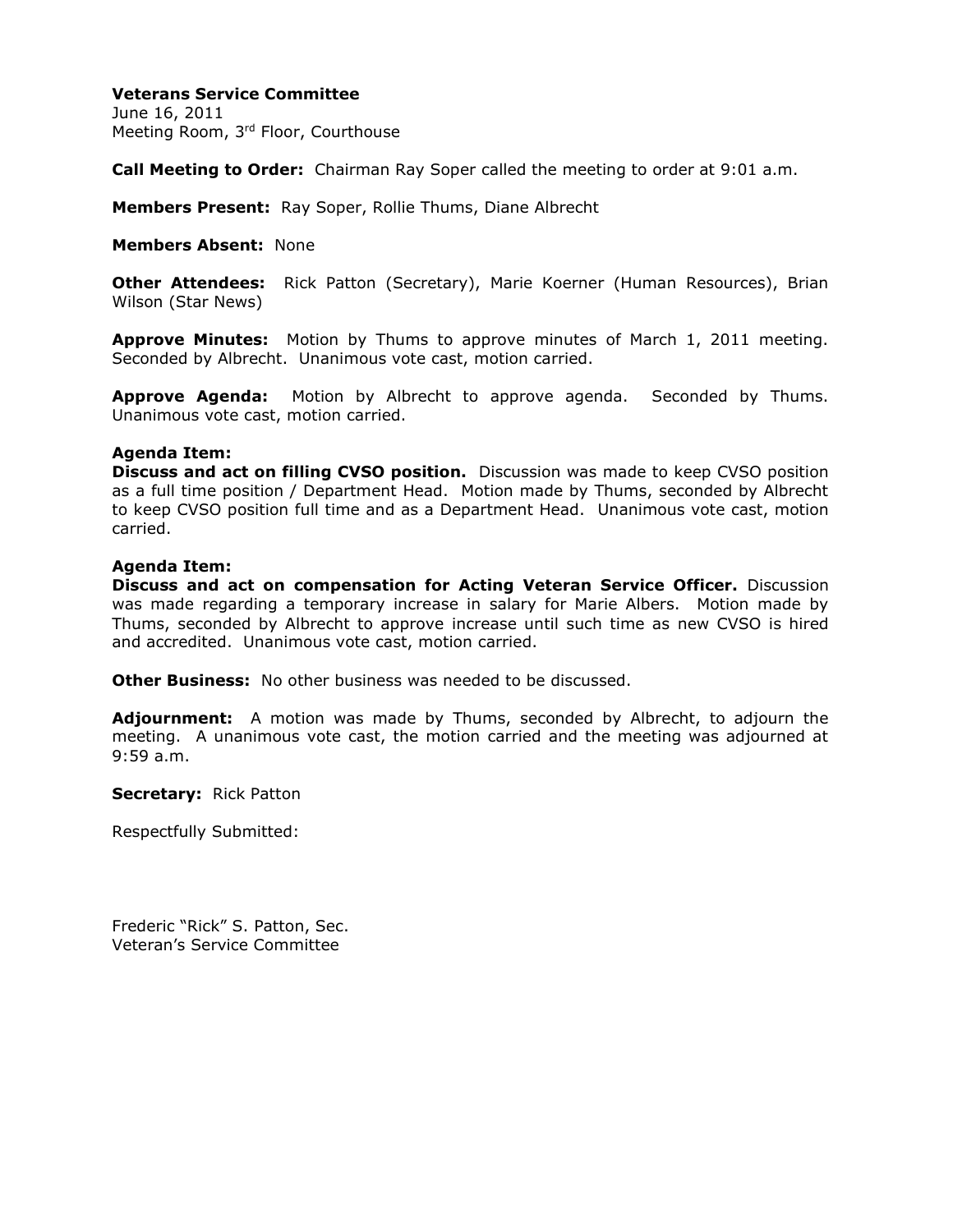**Veterans Service Committee**
June 16, 2011
Meeting Room, 3rd Floor, Courthouse

**Call Meeting to Order:** Chairman Ray Soper called the meeting to order at 9:01 a.m.

**Members Present:** Ray Soper, Rollie Thums, Diane Albrecht

**Members Absent:** None

**Other Attendees:** Rick Patton (Secretary), Marie Koerner (Human Resources), Brian Wilson (Star News)

**Approve Minutes:** Motion by Thums to approve minutes of March 1, 2011 meeting. Seconded by Albrecht. Unanimous vote cast, motion carried.

**Approve Agenda:** Motion by Albrecht to approve agenda. Seconded by Thums. Unanimous vote cast, motion carried.

**Agenda Item:**
**Discuss and act on filling CVSO position.** Discussion was made to keep CVSO position as a full time position / Department Head. Motion made by Thums, seconded by Albrecht to keep CVSO position full time and as a Department Head. Unanimous vote cast, motion carried.

**Agenda Item:**
**Discuss and act on compensation for Acting Veteran Service Officer.** Discussion was made regarding a temporary increase in salary for Marie Albers. Motion made by Thums, seconded by Albrecht to approve increase until such time as new CVSO is hired and accredited. Unanimous vote cast, motion carried.

**Other Business:** No other business was needed to be discussed.

**Adjournment:** A motion was made by Thums, seconded by Albrecht, to adjourn the meeting. A unanimous vote cast, the motion carried and the meeting was adjourned at 9:59 a.m.

**Secretary:** Rick Patton

Respectfully Submitted:

Frederic "Rick" S. Patton, Sec.
Veteran's Service Committee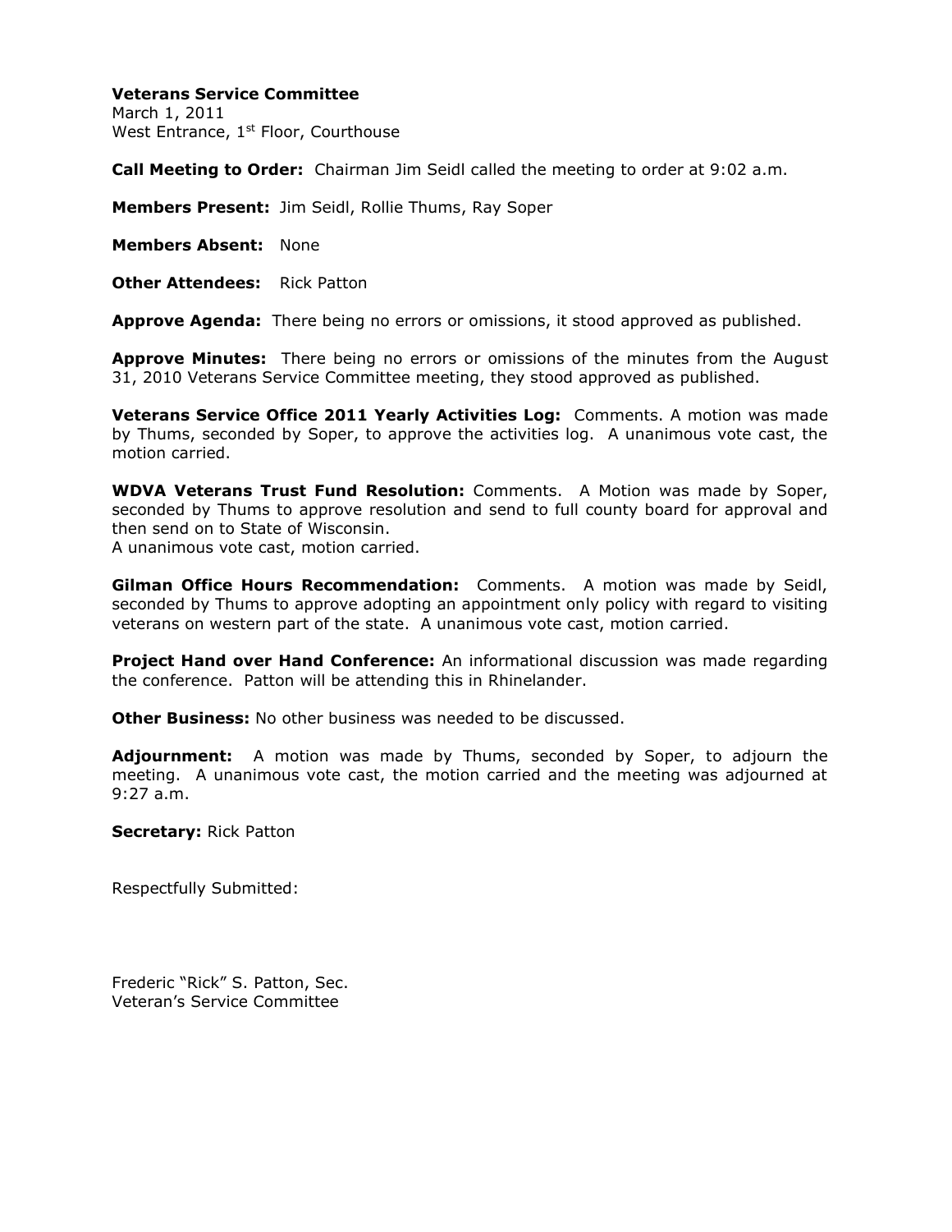**Veterans Service Committee**
March 1, 2011
West Entrance, 1st Floor, Courthouse

**Call Meeting to Order:** Chairman Jim Seidl called the meeting to order at 9:02 a.m.

**Members Present:** Jim Seidl, Rollie Thums, Ray Soper

**Members Absent:** None

**Other Attendees:** Rick Patton

**Approve Agenda:** There being no errors or omissions, it stood approved as published.

**Approve Minutes:** There being no errors or omissions of the minutes from the August 31, 2010 Veterans Service Committee meeting, they stood approved as published.

**Veterans Service Office 2011 Yearly Activities Log:** Comments. A motion was made by Thums, seconded by Soper, to approve the activities log. A unanimous vote cast, the motion carried.

**WDVA Veterans Trust Fund Resolution:** Comments. A Motion was made by Soper, seconded by Thums to approve resolution and send to full county board for approval and then send on to State of Wisconsin.
A unanimous vote cast, motion carried.

**Gilman Office Hours Recommendation:** Comments. A motion was made by Seidl, seconded by Thums to approve adopting an appointment only policy with regard to visiting veterans on western part of the state. A unanimous vote cast, motion carried.

**Project Hand over Hand Conference:** An informational discussion was made regarding the conference. Patton will be attending this in Rhinelander.

**Other Business:** No other business was needed to be discussed.

**Adjournment:** A motion was made by Thums, seconded by Soper, to adjourn the meeting. A unanimous vote cast, the motion carried and the meeting was adjourned at 9:27 a.m.

**Secretary:** Rick Patton

Respectfully Submitted:

Frederic "Rick" S. Patton, Sec.
Veteran's Service Committee